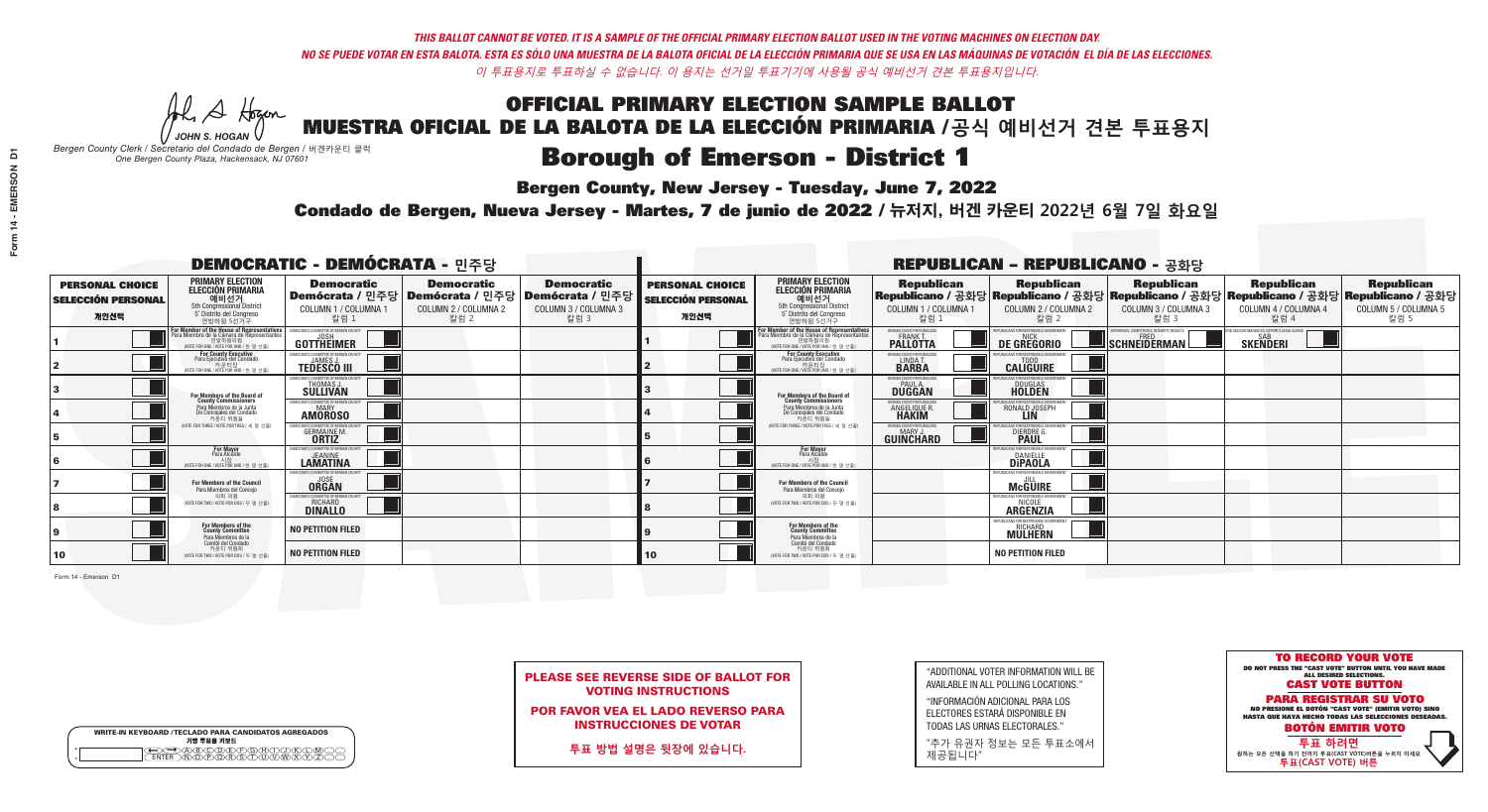*THIS BALLOT CANNOT BE VOTED. IT IS A SAMPLE OF THE OFFICIAL PRIMARY ELECTION BALLOT USED IN THE VOTING MACHINES ON ELECTION DAY.*

*NO SE PUEDE VOTAR EN ESTA BALOTA. ESTA ES SÓLO UNA MUESTRA DE LA BALOTA OFICIAL DE LA ELECCIÓN PRIMARIA QUE SE USA EN LAS MÁQUINAS DE VOTACIÓN EL DÍA DE LAS ELECCIONES.*

*이 투표용지로 투표하실 수 없습니다. 이 용지는 선거일 투표기기에 사용될 공식 예비선거 견본 투표용지입니다.*

JOHN S. HOGAN

*Bergen County Clerk / Secretario del Condado de Bergen / 버겐카운티 클럭*
*One Bergen County Plaza, Hackensack, NJ 07601*

# OFFICIAL PRIMARY ELECTION SAMPLE BALLOT
# MUESTRA OFICIAL DE LA BALOTA DE LA ELECCIÓN PRIMARIA /공식 예비선거 견본 투표용지

# Borough of Emerson - District 1

**Bergen County, New Jersey - Tuesday, June 7, 2022**

**Condado de Bergen, Nueva Jersey - Martes, 7 de junio de 2022 / 뉴저지, 버겐 카운티 2022년 6월 7일 화요일**

## DEMOCRATIC - DEMÓCRATA - 민주당

| PERSONAL CHOICE / SELECCIÓN PERSONAL / 개인선택 | PRIMARY ELECTION / ELECCIÓN PRIMARIA / 예비선거 (5th Congressional District / 5° Distrito del Congreso / 연방하원 5선거구) | Democratic / Demócrata / 민주당 COLUMN 1 / COLUMNA 1 / 칼럼 1 | Democratic / Demócrata / 민주당 COLUMN 2 / COLUMNA 2 / 칼럼 2 | Democratic / Demócrata / 민주당 COLUMN 3 / COLUMNA 3 / 칼럼 3 |
|---|---|---|---|---|
| 1 | For Member of the House of Representatives / Para Miembro de la Cámara de Representantes / 연방하원의원 (VOTE FOR ONE / VOTE POR UNO / 한 명 선출) | DEMOCRATIC COMMITTEE OF BERGEN COUNTY JOSH GOTTHEIMER | | |
| 2 | For County Executive / Para Ejecutivo del Condado / 카운티장 (VOTE FOR ONE / VOTE POR UNO / 한 명 선출) | DEMOCRATIC COMMITTEE OF BERGEN COUNTY JAMES J. TEDESCO III | | |
| 3 | For Members of the Board of County Commissioners / Para Miembros de la Junta De Concejales del Condado / 카운티 위원들 (VOTE FOR THREE / VOTE POR TRES / 세 명 선출) | DEMOCRATIC COMMITTEE OF BERGEN COUNTY THOMAS J. SULLIVAN | | |
| 4 | | DEMOCRATIC COMMITTEE OF BERGEN COUNTY MARY AMOROSO | | |
| 5 | | DEMOCRATIC COMMITTEE OF BERGEN COUNTY GERMAINE M. ORTIZ | | |
| 6 | For Mayor / Para Alcalde / 시장 (VOTE FOR ONE / VOTE POR UNO / 한 명 선출) | DEMOCRATIC COMMITTEE OF BERGEN COUNTY JEANINE LAMATINA | | |
| 7 | For Members of the Council / Para Miembros del Concejo / 의회 의원 (VOTE FOR TWO / VOTE POR DOS / 두 명 선출) | DEMOCRATIC COMMITTEE OF BERGEN COUNTY JOSE ORGAN | | |
| 8 | | DEMOCRATIC COMMITTEE OF BERGEN COUNTY RICHARD DINALLO | | |
| 9 | For Members of the County Committee / Para Miembros de la Comité del Condado / 카운티 위원회 (VOTE FOR TWO / VOTE POR DOS / 두 명 선출) | NO PETITION FILED | | |
| 10 | | NO PETITION FILED | | |

## REPUBLICAN - REPUBLICANO - 공화당

| PERSONAL CHOICE / SELECCIÓN PERSONAL / 개인선택 | PRIMARY ELECTION / ELECCIÓN PRIMARIA / 예비선거 (5th Congressional District / 5° Distrito del Congreso / 연방하원 5선거구) | Republican / Republicano / 공화당 COLUMN 1 / COLUMNA 1 / 칼럼 1 | Republican / Republicano / 공화당 COLUMN 2 / COLUMNA 2 / 칼럼 2 | Republican / Republicano / 공화당 COLUMN 3 / COLUMNA 3 / 칼럼 3 | Republican / Republicano / 공화당 COLUMN 4 / COLUMNA 4 / 칼럼 4 | Republican / Republicano / 공화당 COLUMN 5 / COLUMNA 5 / 칼럼 5 |
|---|---|---|---|---|---|---|
| 1 | For Member of the House of Representatives / Para Miembro de la Cámara de Representantes / 연방하원의원 (VOTE FOR ONE / VOTE POR UNO / 한 명 선출) | BERGEN COUNTY REPUBLICANS FRANK T. PALLOTTA | REPUBLICANS FOR RESPONSIBLE GOVERNMENT NICK DE GREGORIO | EXPERIENCE, COMPETENCE, INTEGRITY RESULTS FRED SCHNEIDERMAN | END VACCINE MANDATES, DEPORT ILLEGAL ALIENS SAB SKENDERI | |
| 2 | For County Executive / Para Ejecutivo del Condado / 카운티장 (VOTE FOR ONE / VOTE POR UNO / 한 명 선출) | BERGEN COUNTY REPUBLICANS LINDA T. BARBA | REPUBLICANS FOR RESPONSIBLE GOVERNMENT TODD CALIGUIRE | | | |
| 3 | For Members of the Board of County Commissioners / Para Miembros de la Junta De Concejales del Condado / 카운티 위원들 (VOTE FOR THREE / VOTE POR TRES / 세 명 선출) | BERGEN COUNTY REPUBLICANS PAUL A. DUGGAN | REPUBLICANS FOR RESPONSIBLE GOVERNMENT DOUGLAS HOLDEN | | | |
| 4 | | BERGEN COUNTY REPUBLICANS ANGELIQUE R. HAKIM | REPUBLICANS FOR RESPONSIBLE GOVERNMENT RONALD JOSEPH LIN | | | |
| 5 | | BERGEN COUNTY REPUBLICANS MARY J. GUINCHARD | REPUBLICANS FOR RESPONSIBLE GOVERNMENT DIERDRE G. PAUL | | | |
| 6 | For Mayor / Para Alcalde / 시장 (VOTE FOR ONE / VOTE POR UNO / 한 명 선출) | | REPUBLICANS FOR RESPONSIBLE GOVERNMENT DANIELLE DiPAOLA | | | |
| 7 | For Members of the Council / Para Miembros del Concejo / 의회 의원 (VOTE FOR TWO / VOTE POR DOS / 두 명 선출) | | REPUBLICANS FOR RESPONSIBLE GOVERNMENT JILL McGUIRE | | | |
| 8 | | | REPUBLICANS FOR RESPONSIBLE GOVERNMENT NICOLE ARGENZIA | | | |
| 9 | For Members of the County Committee / Para Miembros de la Comité del Condado / 카운티 위원회 (VOTE FOR TWO / VOTE POR DOS / 두 명 선출) | | REPUBLICANS FOR RESPONSIBLE GOVERNMENT RICHARD MULHERN | | | |
| 10 | | | NO PETITION FILED | | | |

Form 14 - Emerson D1

**PLEASE SEE REVERSE SIDE OF BALLOT FOR VOTING INSTRUCTIONS**

**POR FAVOR VEA EL LADO REVERSO PARA INSTRUCCIONES DE VOTAR**

**투표 방법 설명은 뒷장에 있습니다.**

"ADDITIONAL VOTER INFORMATION WILL BE AVAILABLE IN ALL POLLING LOCATIONS."

"INFORMACIÓN ADICIONAL PARA LOS ELECTORES ESTARÁ DISPONIBLE EN TODAS LAS URNAS ELECTORALES."

"추가 유권자 정보는 모든 투표소에서 제공됩니다"

WRITE-IN KEYBOARD /TECLADO PARA CANDIDATOS AGREGADOS
기명 투표용 키보드

**TO RECORD YOUR VOTE**
DO NOT PRESS THE "CAST VOTE" BUTTON UNTIL YOU HAVE MADE ALL DESIRED SELECTIONS.
**CAST VOTE BUTTON**

**PARA REGISTRAR SU VOTO**
NO PRESIONE EL BOTÓN "CAST VOTE" (EMITIR VOTO) SINO HASTA QUE HAYA HECHO TODAS LAS SELECCIONES DESEADAS.
**BOTÓN EMITIR VOTO**

**투표 하려면**
원하는 후보 선택을 하기 전까지 투표(CAST VOTE)버튼을 누르지 마세요.
**투표(CAST VOTE) 버튼**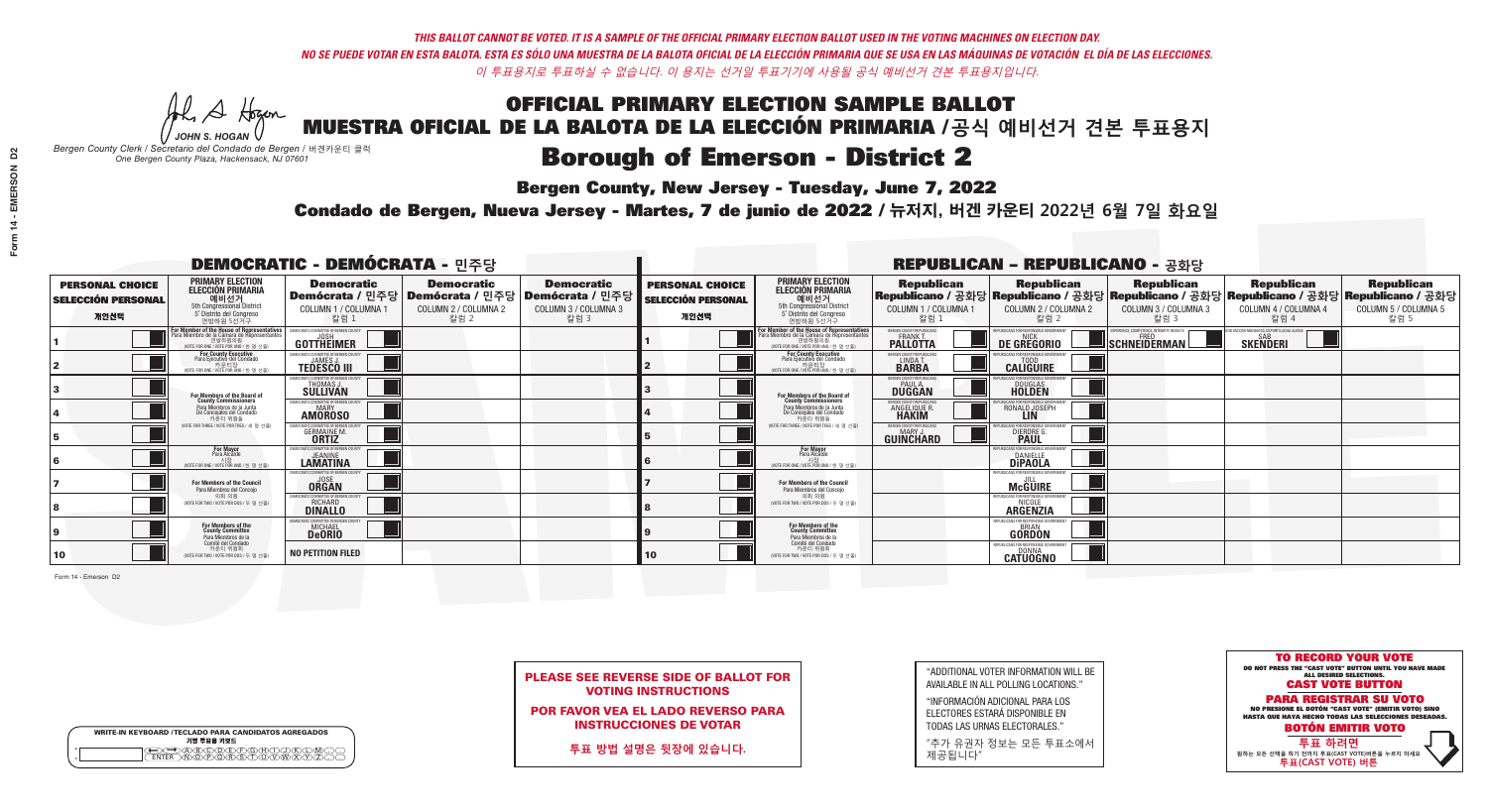*THIS BALLOT CANNOT BE VOTED. IT IS A SAMPLE OF THE OFFICIAL PRIMARY ELECTION BALLOT USED IN THE VOTING MACHINES ON ELECTION DAY.*

*NO SE PUEDE VOTAR EN ESTA BALOTA. ESTA ES SÓLO UNA MUESTRA DE LA BALOTA OFICIAL DE LA ELECCIÓN PRIMARIA QUE SE USA EN LAS MÁQUINAS DE VOTACIÓN EL DÍA DE LAS ELECCIONES.*

*이 투표용지로 투표하실 수 없습니다. 이 용지는 선거일 투표기기에 사용될 공식 예비선거 견본 투표용지입니다.*

JOHN S. HOGAN

*Bergen County Clerk / Secretario del Condado de Bergen /* 버겐카운티 클럭

*One Bergen County Plaza, Hackensack, NJ 07601*

# OFFICIAL PRIMARY ELECTION SAMPLE BALLOT

# MUESTRA OFICIAL DE LA BALOTA DE LA ELECCIÓN PRIMARIA /공식 예비선거 견본 투표용지

# Borough of Emerson - District 2

**Bergen County, New Jersey - Tuesday, June 7, 2022**

**Condado de Bergen, Nueva Jersey - Martes, 7 de junio de 2022 / 뉴저지, 버겐 카운티 2022년 6월 7일 화요일**

## DEMOCRATIC - DEMÓCRATA - 민주당

| PERSONAL CHOICE / SELECCIÓN PERSONAL / 개인선택 | PRIMARY ELECTION / ELECCIÓN PRIMARIA / 예비선거 | Democratic / Demócrata / 민주당 COLUMN 1 / COLUMNA 1 / 칼럼 1 | Democratic / Demócrata / 민주당 COLUMN 2 / COLUMNA 2 / 칼럼 2 | Democratic / Demócrata / 민주당 COLUMN 3 / COLUMNA 3 / 칼럼 3 |
|---|---|---|---|---|
| 1 | For Member of the House of Representatives / Para Miembro de la Cámara de Representantes / 연방하원의원 (5th Congressional District / 5° Distrito del Congreso / 연방하원 5선거구) (VOTE FOR ONE / VOTE POR UNO / 한 명 선출) | JOSH GOTTHEIMER (Democratic Committee of Bergen County) | | |
| 2 | For County Executive / Para Ejecutivo del Condado / 카운티장 (VOTE FOR ONE / VOTE POR UNO / 한 명 선출) | JAMES J. TEDESCO III (Democratic Committee of Bergen County) | | |
| 3 | For Members of the Board of County Commissioners / Para Miembros de la Junta De Concejales del Condado / 카운티 위원들 (VOTE FOR THREE / VOTE POR TRES / 세 명 선출) | THOMAS J. SULLIVAN (Democratic Committee of Bergen County) | | |
| 4 | | MARY AMOROSO (Democratic Committee of Bergen County) | | |
| 5 | | GERMAINE M. ORTIZ (Democratic Committee of Bergen County) | | |
| 6 | For Mayor / Para Alcalde / 시장 (VOTE FOR ONE / VOTE POR UNO / 한 명 선출) | JEANINE LAMATINA (Democratic Committee of Bergen County) | | |
| 7 | For Members of the Council / Para Miembros del Concejo / 의회 의원 (VOTE FOR TWO / VOTE POR DOS / 두 명 선출) | JOSE ORGAN (Democratic Committee of Bergen County) | | |
| 8 | | RICHARD DINALLO (Democratic Committee of Bergen County) | | |
| 9 | For Members of the County Committee / Para Miembros de la Comité del Condado / 카운티 위원회 (VOTE FOR TWO / VOTE POR DOS / 두 명 선출) | MICHAEL DeORIO (Democratic Committee of Bergen County) | | |
| 10 | | NO PETITION FILED | | |

## REPUBLICAN - REPUBLICANO - 공화당

| PERSONAL CHOICE / SELECCIÓN PERSONAL / 개인선택 | PRIMARY ELECTION / ELECCIÓN PRIMARIA / 예비선거 | Republican / Republicano / 공화당 COLUMN 1 / COLUMNA 1 / 칼럼 1 | Republican / Republicano / 공화당 COLUMN 2 / COLUMNA 2 / 칼럼 2 | Republican / Republicano / 공화당 COLUMN 3 / COLUMNA 3 / 칼럼 3 | Republican / Republicano / 공화당 COLUMN 4 / COLUMNA 4 / 칼럼 4 | Republican / Republicano / 공화당 COLUMN 5 / COLUMNA 5 / 칼럼 5 |
|---|---|---|---|---|---|---|
| 1 | For Member of the House of Representatives / Para Miembro de la Cámara de Representantes / 연방하원의원 (5th Congressional District / 5° Distrito del Congreso / 연방하원 5선거구) (VOTE FOR ONE / VOTE POR UNO / 한 명 선출) | FRANK T. PALLOTTA (Bergen County Republicans) | NICK DE GREGORIO (Republicans for Responsible Government) | FRED SCHNEIDERMAN (Experience, Competence, Integrity Results) | SAB SKENDERI (End Vaccine Mandates, Deport Illegal Aliens) | |
| 2 | For County Executive / Para Ejecutivo del Condado / 카운티장 (VOTE FOR ONE / VOTE POR UNO / 한 명 선출) | LINDA T. BARBA (Bergen County Republicans) | TODD CALIGUIRE (Republicans for Responsible Government) | | | |
| 3 | For Members of the Board of County Commissioners / Para Miembros de la Junta De Concejales del Condado / 카운티 위원들 (VOTE FOR THREE / VOTE POR TRES / 세 명 선출) | PAUL A. DUGGAN (Bergen County Republicans) | DOUGLAS HOLDEN (Republicans for Responsible Government) | | | |
| 4 | | ANGELIQUE R. HAKIM (Bergen County Republicans) | RONALD JOSEPH LIN (Republicans for Responsible Government) | | | |
| 5 | | MARY J. GUINCHARD (Bergen County Republicans) | DIERDRE G. PAUL (Republicans for Responsible Government) | | | |
| 6 | For Mayor / Para Alcalde / 시장 (VOTE FOR ONE / VOTE POR UNO / 한 명 선출) | | DANIELLE DiPAOLA (Republicans for Responsible Government) | | | |
| 7 | For Members of the Council / Para Miembros del Concejo / 의회 의원 (VOTE FOR TWO / VOTE POR DOS / 두 명 선출) | | JILL McGUIRE (Republicans for Responsible Government) | | | |
| 8 | | | NICOLE ARGENZIA (Republicans for Responsible Government) | | | |
| 9 | For Members of the County Committee / Para Miembros de la Comité del Condado / 카운티 위원회 (VOTE FOR TWO / VOTE POR DOS / 두 명 선출) | | BRIAN GORDON (Republicans for Responsible Government) | | | |
| 10 | | | DONNA CATUOGNO (Republicans for Responsible Government) | | | |

Form 14 - Emerson D2

**PLEASE SEE REVERSE SIDE OF BALLOT FOR VOTING INSTRUCTIONS**

**POR FAVOR VEA EL LADO REVERSO PARA INSTRUCCIONES DE VOTAR**

**투표 방법 설명은 뒷장에 있습니다.**

"ADDITIONAL VOTER INFORMATION WILL BE AVAILABLE IN ALL POLLING LOCATIONS."

"INFORMACIÓN ADICIONAL PARA LOS ELECTORES ESTARÁ DISPONIBLE EN TODAS LAS URNAS ELECTORALES."

"추가 유권자 정보는 모든 투표소에서 제공됩니다"

WRITE-IN KEYBOARD /TECLADO PARA CANDIDATOS AGREGADOS
기명 투표용 키보드

**TO RECORD YOUR VOTE**
DO NOT PRESS THE "CAST VOTE" BUTTON UNTIL YOU HAVE MADE ALL DESIRED SELECTIONS.
**CAST VOTE BUTTON**

**PARA REGISTRAR SU VOTO**
NO PRESIONE EL BOTÓN "CAST VOTE" (EMITIR VOTO) SINO HASTA QUE HAYA HECHO TODAS LAS SELECCIONES DESEADAS.
**BOTÓN EMITIR VOTO**

**투표 하려면**
원하는 모든 선택을 하기 전까지 투표(CAST VOTE)버튼을 누르지 마세요.
**투표(CAST VOTE) 버튼**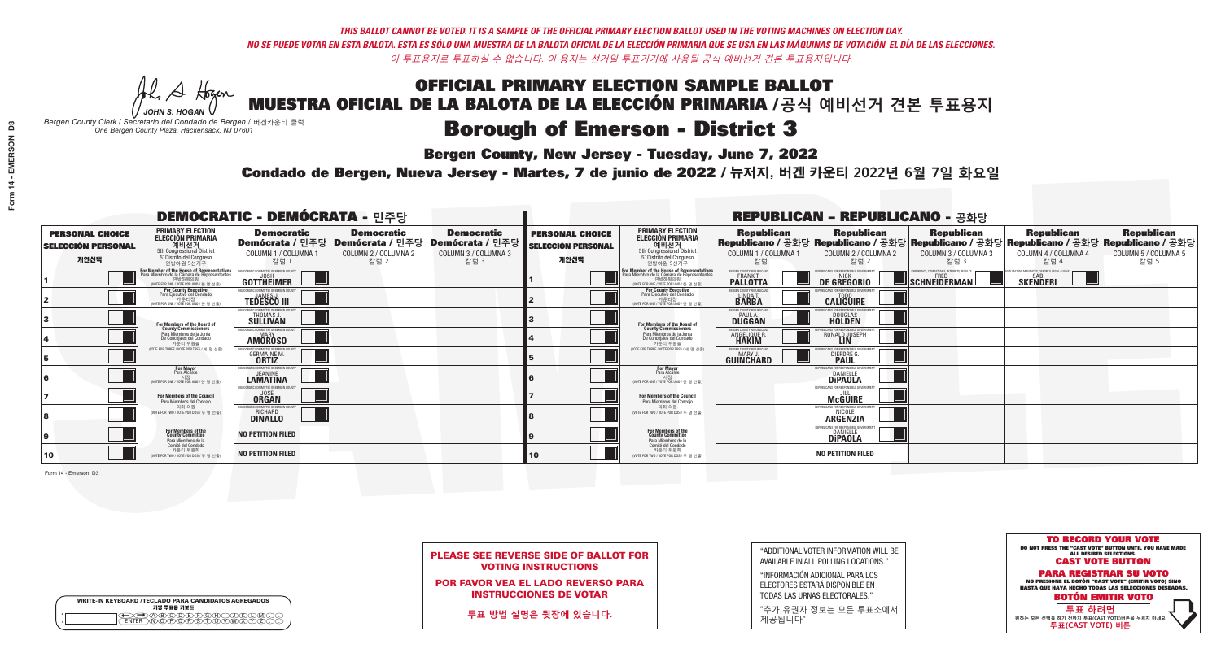*THIS BALLOT CANNOT BE VOTED. IT IS A SAMPLE OF THE OFFICIAL PRIMARY ELECTION BALLOT USED IN THE VOTING MACHINES ON ELECTION DAY.*
*NO SE PUEDE VOTAR EN ESTA BALOTA. ESTA ES SÓLO UNA MUESTRA DE LA BALOTA OFICIAL DE LA ELECCIÓN PRIMARIA QUE SE USA EN LAS MÁQUINAS DE VOTACIÓN EL DÍA DE LAS ELECCIONES.*
*이 투표용지로 투표하실 수 없습니다. 이 용지는 선거일 투표기기에 사용될 공식 예비선거 견본 투표용지입니다.*

JOHN S. HOGAN
*Bergen County Clerk / Secretario del Condado de Bergen / 버겐카운티 클럭*
*One Bergen County Plaza, Hackensack, NJ 07601*

# OFFICIAL PRIMARY ELECTION SAMPLE BALLOT
# MUESTRA OFICIAL DE LA BALOTA DE LA ELECCIÓN PRIMARIA /공식 예비선거 견본 투표용지

## Borough of Emerson - District 3

**Bergen County, New Jersey - Tuesday, June 7, 2022**

**Condado de Bergen, Nueva Jersey - Martes, 7 de junio de 2022 / 뉴저지, 버겐 카운티 2022년 6월 7일 화요일**

### DEMOCRATIC - DEMÓCRATA - 민주당

| PERSONAL CHOICE / SELECCIÓN PERSONAL / 개인선택 | PRIMARY ELECTION / ELECCIÓN PRIMARIA / 예비선거 (5th Congressional District / 5° Distrito del Congreso / 연방하원 5선거구) | Democratic / Demócrata / 민주당 COLUMN 1 / COLUMNA 1 / 칼럼 1 | Democratic / Demócrata / 민주당 COLUMN 2 / COLUMNA 2 / 칼럼 2 | Democratic / Demócrata / 민주당 COLUMN 3 / COLUMNA 3 / 칼럼 3 |
|---|---|---|---|---|
| 1 | For Member of the House of Representatives / Para Miembro de la Cámara de Representantes / 연방하원의원 (VOTE FOR ONE / VOTE POR UNO / 한 명 선출) | JOSH GOTTHEIMER | | |
| 2 | For County Executive / Para Ejecutivo del Condado / 카운티장 (VOTE FOR ONE / VOTE POR UNO / 한 명 선출) | JAMES J. TEDESCO III | | |
| 3 | For Members of the Board of County Commissioners / Para Miembros de la Junta De Concejales del Condado / 카운티 위원들 (VOTE FOR THREE / VOTE POR TRES / 세 명 선출) | THOMAS J. SULLIVAN | | |
| 4 | | MARY AMOROSO | | |
| 5 | | GERMAINE M. ORTIZ | | |
| 6 | For Mayor / Para Alcalde / 시장 (VOTE FOR ONE / VOTE POR UNO / 한 명 선출) | JEANINE LAMATINA | | |
| 7 | For Members of the Council / Para Miembros del Concejo / 의회 의원 (VOTE FOR TWO / VOTE POR DOS / 두 명 선출) | JOSE ORGAN | | |
| 8 | | RICHARD DINALLO | | |
| 9 | For Members of the County Committee / Para Miembros de la Comité del Condado / 카운티 위원회 (VOTE FOR TWO / VOTE POR DOS / 두 명 선출) | NO PETITION FILED | | |
| 10 | | NO PETITION FILED | | |

### REPUBLICAN - REPUBLICANO - 공화당

| PERSONAL CHOICE / SELECCIÓN PERSONAL / 개인선택 | PRIMARY ELECTION / ELECCIÓN PRIMARIA / 예비선거 (5th Congressional District / 5° Distrito del Congreso / 연방하원 5선거구) | Republican / Republicano / 공화당 COLUMN 1 / COLUMNA 1 / 칼럼 1 | Republican / Republicano / 공화당 COLUMN 2 / COLUMNA 2 / 칼럼 2 | Republican / Republicano / 공화당 COLUMN 3 / COLUMNA 3 / 칼럼 3 | Republican / Republicano / 공화당 COLUMN 4 / COLUMNA 4 / 칼럼 4 | Republican / Republicano / 공화당 COLUMN 5 / COLUMNA 5 / 칼럼 5 |
|---|---|---|---|---|---|---|
| 1 | For Member of the House of Representatives / Para Miembro de la Cámara de Representantes / 연방하원의원 (VOTE FOR ONE / VOTE POR UNO / 한 명 선출) | FRANK T. PALLOTTA | NICK DE GREGORIO | FRED SCHNEIDERMAN | SAB SKENDERI | |
| 2 | For County Executive / Para Ejecutivo del Condado / 카운티장 (VOTE FOR ONE / VOTE POR UNO / 한 명 선출) | LINDA T. BARBA | TODD CALIGUIRE | | | |
| 3 | For Members of the Board of County Commissioners / Para Miembros de la Junta De Concejales del Condado / 카운티 위원들 (VOTE FOR THREE / VOTE POR TRES / 세 명 선출) | PAUL A. DUGGAN | DOUGLAS HOLDEN | | | |
| 4 | | ANGELIQUE R. HAKIM | RONALD JOSEPH LIN | | | |
| 5 | | MARY J. GUINCHARD | DIERDRE G. PAUL | | | |
| 6 | For Mayor / Para Alcalde / 시장 (VOTE FOR ONE / VOTE POR UNO / 한 명 선출) | | DANIELLE DiPAOLA | | | |
| 7 | For Members of the Council / Para Miembros del Concejo / 의회 의원 (VOTE FOR TWO / VOTE POR DOS / 두 명 선출) | | JILL McGUIRE | | | |
| 8 | | | NICOLE ARGENZIA | | | |
| 9 | For Members of the County Committee / Para Miembros de la Comité del Condado / 카운티 위원회 (VOTE FOR TWO / VOTE POR DOS / 두 명 선출) | | DANIELLE DiPAOLA | | | |
| 10 | | | NO PETITION FILED | | | |

Form 14 - Emerson D3

**PLEASE SEE REVERSE SIDE OF BALLOT FOR VOTING INSTRUCTIONS**

**POR FAVOR VEA EL LADO REVERSO PARA INSTRUCCIONES DE VOTAR**

**투표 방법 설명은 뒷장에 있습니다.**

"ADDITIONAL VOTER INFORMATION WILL BE AVAILABLE IN ALL POLLING LOCATIONS."

"INFORMACIÓN ADICIONAL PARA LOS ELECTORES ESTARÁ DISPONIBLE EN TODAS LAS URNAS ELECTORALES."

"추가 유권자 정보는 모든 투표소에서 제공됩니다"

WRITE-IN KEYBOARD /TECLADO PARA CANDIDATOS AGREGADOS
기명 투표용 키보드

**TO RECORD YOUR VOTE**
DO NOT PRESS THE "CAST VOTE" BUTTON UNTIL YOU HAVE MADE ALL DESIRED SELECTIONS.
**CAST VOTE BUTTON**

**PARA REGISTRAR SU VOTO**
NO PRESIONE EL BOTÓN "CAST VOTE" (EMITIR VOTO) SINO HASTA QUE HAYA HECHO TODAS LAS SELECCIONES DESEADAS.
**BOTÓN EMITIR VOTO**

**투표 하려면**
원하는 모든 선택을 하기 전까지 투표(CAST VOTE)버튼을 누르지 마세요.
**투표(CAST VOTE) 버튼**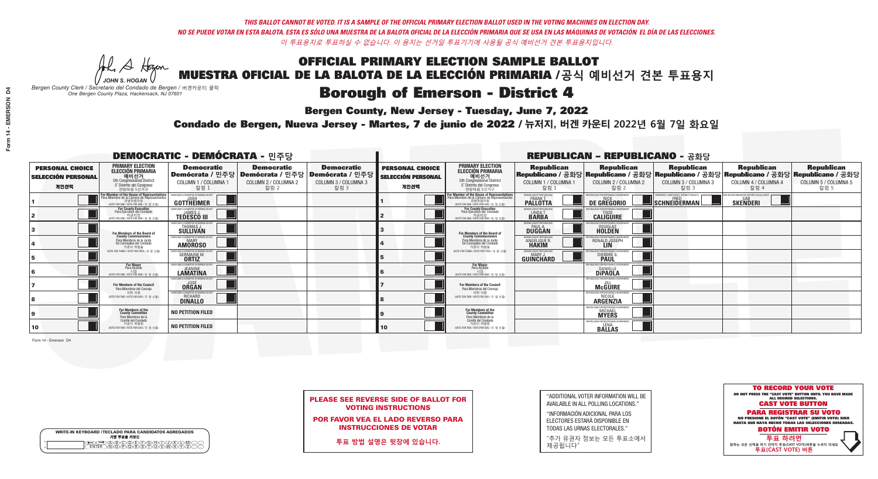*THIS BALLOT CANNOT BE VOTED. IT IS A SAMPLE OF THE OFFICIAL PRIMARY ELECTION BALLOT USED IN THE VOTING MACHINES ON ELECTION DAY.*
*NO SE PUEDE VOTAR EN ESTA BALOTA. ESTA ES SÓLO UNA MUESTRA DE LA BALOTA OFICIAL DE LA ELECCIÓN PRIMARIA QUE SE USA EN LAS MÁQUINAS DE VOTACIÓN EL DÍA DE LAS ELECCIONES.*
*이 투표용지로 투표하실 수 없습니다. 이 용지는 선거일 투표기기에 사용될 공식 예비선거 견본 투표용지입니다.*

JOHN S. HOGAN
*Bergen County Clerk / Secretario del Condado de Bergen / 버겐카운티 클럭*
*One Bergen County Plaza, Hackensack, NJ 07601*

# OFFICIAL PRIMARY ELECTION SAMPLE BALLOT
# MUESTRA OFICIAL DE LA BALOTA DE LA ELECCIÓN PRIMARIA /공식 예비선거 견본 투표용지

## Borough of Emerson - District 4

**Bergen County, New Jersey - Tuesday, June 7, 2022**

**Condado de Bergen, Nueva Jersey - Martes, 7 de junio de 2022 / 뉴저지, 버겐 카운티 2022년 6월 7일 화요일**

### DEMOCRATIC - DEMÓCRATA - 민주당

| PERSONAL CHOICE / SELECCIÓN PERSONAL / 개인선택 | PRIMARY ELECTION / ELECCIÓN PRIMARIA / 예비선거 | Democratic / Demócrata / 민주당 COLUMN 1 / COLUMNA 1 / 칼럼 1 | Democratic / Demócrata / 민주당 COLUMN 2 / COLUMNA 2 / 칼럼 2 | Democratic / Demócrata / 민주당 COLUMN 3 / COLUMNA 3 / 칼럼 3 |
|---|---|---|---|---|
| 1 | For Member of the House of Representatives / Para Miembro de la Cámara de Representantes / 연방하원의원 (5th Congressional District / 5° Distrito del Congreso / 연방하원 5선거구) (VOTE FOR ONE / VOTE POR UNO / 한 명 선출) | JOSH GOTTHEIMER | | |
| 2 | For County Executive / Para Ejecutivo del Condado / 카운티장 (VOTE FOR ONE / VOTE POR UNO / 한 명 선출) | JAMES J. TEDESCO III | | |
| 3 | For Members of the Board of County Commissioners / Para Miembros de la Junta De Concejales del Condado / 카운티 위원들 (VOTE FOR THREE / VOTE POR TRES / 세 명 선출) | THOMAS J. SULLIVAN | | |
| 4 | | MARY AMOROSO | | |
| 5 | | GERMAINE M. ORTIZ | | |
| 6 | For Mayor / Para Alcalde / 시장 (VOTE FOR ONE / VOTE POR UNO / 한 명 선출) | JEANINE LAMATINA | | |
| 7 | For Members of the Council / Para Miembros del Concejo / 의회 의원 (VOTE FOR TWO / VOTE POR DOS / 두 명 선출) | JOSE ORGAN | | |
| 8 | | RICHARD DINALLO | | |
| 9 | For Members of the County Committee / Para Miembros de la Comité del Condado / 카운티 위원회 (VOTE FOR TWO / VOTE POR DOS / 두 명 선출) | NO PETITION FILED | | |
| 10 | | NO PETITION FILED | | |

### REPUBLICAN - REPUBLICANO - 공화당

| PERSONAL CHOICE / SELECCIÓN PERSONAL / 개인선택 | PRIMARY ELECTION / ELECCIÓN PRIMARIA / 예비선거 | Republican / Republicano / 공화당 COLUMN 1 / COLUMNA 1 / 칼럼 1 | Republican / Republicano / 공화당 COLUMN 2 / COLUMNA 2 / 칼럼 2 | Republican / Republicano / 공화당 COLUMN 3 / COLUMNA 3 / 칼럼 3 | Republican / Republicano / 공화당 COLUMN 4 / COLUMNA 4 / 칼럼 4 | Republican / Republicano / 공화당 COLUMN 5 / COLUMNA 5 / 칼럼 5 |
|---|---|---|---|---|---|---|
| 1 | For Member of the House of Representatives / Para Miembro de la Cámara de Representantes / 연방하원의원 (5th Congressional District / 5° Distrito del Congreso / 연방하원 5선거구) (VOTE FOR ONE / VOTE POR UNO / 한 명 선출) | FRANK T. PALLOTTA | NICK DE GREGORIO | FRED SCHNEIDERMAN | SAB SKENDERI | |
| 2 | For County Executive / Para Ejecutivo del Condado / 카운티장 (VOTE FOR ONE / VOTE POR UNO / 한 명 선출) | LINDA T. BARBA | TODD CALIGUIRE | | | |
| 3 | For Members of the Board of County Commissioners / Para Miembros de la Junta De Concejales del Condado / 카운티 위원들 (VOTE FOR THREE / VOTE POR TRES / 세 명 선출) | PAUL A. DUGGAN | DOUGLAS HOLDEN | | | |
| 4 | | ANGELIQUE R. HAKIM | RONALD JOSEPH LIN | | | |
| 5 | | MARY J. GUINCHARD | DIERDRE G. PAUL | | | |
| 6 | For Mayor / Para Alcalde / 시장 (VOTE FOR ONE / VOTE POR UNO / 한 명 선출) | | DANIELLE DiPAOLA | | | |
| 7 | For Members of the Council / Para Miembros del Concejo / 의회 의원 (VOTE FOR TWO / VOTE POR DOS / 두 명 선출) | | JILL McGUIRE | | | |
| 8 | | | NICOLE ARGENZIA | | | |
| 9 | For Members of the County Committee / Para Miembros de la Comité del Condado / 카운티 위원회 (VOTE FOR TWO / VOTE POR DOS / 두 명 선출) | | MICHAEL MYERS | | | |
| 10 | | | LENA BALLAS | | | |

Form 14 - Emerson D4

**PLEASE SEE REVERSE SIDE OF BALLOT FOR VOTING INSTRUCTIONS**

**POR FAVOR VEA EL LADO REVERSO PARA INSTRUCCIONES DE VOTAR**

**투표 방법 설명은 뒷장에 있습니다.**

"ADDITIONAL VOTER INFORMATION WILL BE AVAILABLE IN ALL POLLING LOCATIONS."

"INFORMACIÓN ADICIONAL PARA LOS ELECTORES ESTARÁ DISPONIBLE EN TODAS LAS URNAS ELECTORALES."

"추가 유권자 정보는 모든 투표소에서 제공됩니다"

WRITE-IN KEYBOARD /TECLADO PARA CANDIDATOS AGREGADOS
기명 투표용 키보드

**TO RECORD YOUR VOTE**
DO NOT PRESS THE "CAST VOTE" BUTTON UNTIL YOU HAVE MADE ALL DESIRED SELECTIONS.
**CAST VOTE BUTTON**

**PARA REGISTRAR SU VOTO**
NO PRESIONE EL BOTÓN "CAST VOTE" (EMITIR VOTO) SINO HASTA QUE HAYA HECHO TODAS LAS SELECCIONES DESEADAS.
**BOTÓN EMITIR VOTO**

**투표 하려면**
원하는 모든 선택을 하기 전까지 투표(CAST VOTE)버튼을 누르지 마세요.
**투표(CAST VOTE) 버튼**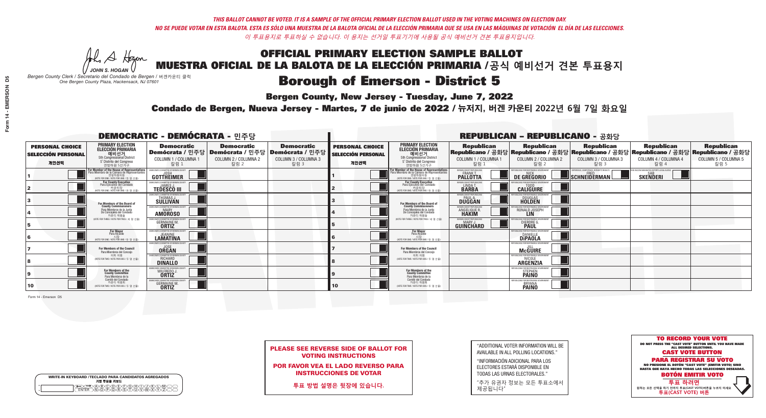*THIS BALLOT CANNOT BE VOTED. IT IS A SAMPLE OF THE OFFICIAL PRIMARY ELECTION BALLOT USED IN THE VOTING MACHINES ON ELECTION DAY.*
*NO SE PUEDE VOTAR EN ESTA BALOTA. ESTA ES SÓLO UNA MUESTRA DE LA BALOTA OFICIAL DE LA ELECCIÓN PRIMARIA QUE SE USA EN LAS MÁQUINAS DE VOTACIÓN EL DÍA DE LAS ELECCIONES.*
*이 투표용지로 투표하실 수 없습니다. 이 용지는 선거일 투표기기에 사용될 공식 예비선거 견본 투표용지입니다.*

JOHN S. HOGAN
*Bergen County Clerk / Secretario del Condado de Bergen / 버겐카운티 클럭*
*One Bergen County Plaza, Hackensack, NJ 07601*

# OFFICIAL PRIMARY ELECTION SAMPLE BALLOT
# MUESTRA OFICIAL DE LA BALOTA DE LA ELECCIÓN PRIMARIA /공식 예비선거 견본 투표용지

## Borough of Emerson - District 5

**Bergen County, New Jersey - Tuesday, June 7, 2022**

**Condado de Bergen, Nueva Jersey - Martes, 7 de junio de 2022 / 뉴저지, 버겐 카운티 2022년 6월 7일 화요일**

### DEMOCRATIC - DEMÓCRATA - 민주당

| PERSONAL CHOICE / SELECCIÓN PERSONAL / 개인선택 | PRIMARY ELECTION / ELECCIÓN PRIMARIA / 예비선거 | Democratic / Demócrata / 민주당 COLUMN 1 / COLUMNA 1 / 칼럼 1 | Democratic / Demócrata / 민주당 COLUMN 2 / COLUMNA 2 / 칼럼 2 | Democratic / Demócrata / 민주당 COLUMN 3 / COLUMNA 3 / 칼럼 3 |
|---|---|---|---|---|
| 1 | For Member of the House of Representatives / Para Miembro de la Cámara de Representantes / 연방하원의원 (5th Congressional District / 5° Distrito del Congreso / 연방하원 5선거구) (VOTE FOR ONE / VOTE POR UNO / 한 명 선출) | JOSH GOTTHEIMER | | |
| 2 | For County Executive / Para Ejecutivo del Condado / 카운티장 (VOTE FOR ONE / VOTE POR UNO / 한 명 선출) | JAMES J. TEDESCO III | | |
| 3 | For Members of the Board of County Commissioners / Para Miembros de la Junta De Concejales del Condado / 카운티 위원들 (VOTE FOR THREE / VOTE POR TRES / 세 명 선출) | THOMAS J. SULLIVAN | | |
| 4 | | MARY AMOROSO | | |
| 5 | | GERMAINE M. ORTIZ | | |
| 6 | For Mayor / Para Alcalde / 시장 (VOTE FOR ONE / VOTE POR UNO / 한 명 선출) | JEANINE LAMATINA | | |
| 7 | For Members of the Council / Para Miembros del Concejo / 의회 의원 (VOTE FOR TWO / VOTE POR DOS / 두 명 선출) | JOSE ORGAN | | |
| 8 | | RICHARD DINALLO | | |
| 9 | For Members of the County Committee / Para Miembros de la Comité del Condado / 카운티 위원회 (VOTE FOR TWO / VOTE POR DOS / 두 명 선출) | WILFREDO J. ORTIZ | | |
| 10 | | GERMAINE M. ORTIZ | | |

### REPUBLICAN - REPUBLICANO - 공화당

| PERSONAL CHOICE / SELECCIÓN PERSONAL / 개인선택 | PRIMARY ELECTION / ELECCIÓN PRIMARIA / 예비선거 | Republican / Republicano / 공화당 COLUMN 1 / COLUMNA 1 / 칼럼 1 | Republican / Republicano / 공화당 COLUMN 2 / COLUMNA 2 / 칼럼 2 | Republican / Republicano / 공화당 COLUMN 3 / COLUMNA 3 / 칼럼 3 | Republican / Republicano / 공화당 COLUMN 4 / COLUMNA 4 / 칼럼 4 | Republican / Republicano / 공화당 COLUMN 5 / COLUMNA 5 / 칼럼 5 |
|---|---|---|---|---|---|---|
| 1 | For Member of the House of Representatives / Para Miembro de la Cámara de Representantes / 연방하원의원 (5th Congressional District / 5° Distrito del Congreso / 연방하원 5선거구) (VOTE FOR ONE / VOTE POR UNO / 한 명 선출) | FRANK T. PALLOTTA | NICK DE GREGORIO | FRED SCHNEIDERMAN | SAB SKENDERI | |
| 2 | For County Executive / Para Ejecutivo del Condado / 카운티장 (VOTE FOR ONE / VOTE POR UNO / 한 명 선출) | LINDA T. BARBA | TODD CALIGUIRE | | | |
| 3 | For Members of the Board of County Commissioners / Para Miembros de la Junta De Concejales del Condado / 카운티 위원들 (VOTE FOR THREE / VOTE POR TRES / 세 명 선출) | PAUL A. DUGGAN | DOUGLAS HOLDEN | | | |
| 4 | | ANGELIQUE R. HAKIM | RONALD JOSEPH LIN | | | |
| 5 | | MARY J. GUINCHARD | DIERDRE G. PAUL | | | |
| 6 | For Mayor / Para Alcalde / 시장 (VOTE FOR ONE / VOTE POR UNO / 한 명 선출) | | DANIELLE DiPAOLA | | | |
| 7 | For Members of the Council / Para Miembros del Concejo / 의회 의원 (VOTE FOR TWO / VOTE POR DOS / 두 명 선출) | | JILL McGUIRE | | | |
| 8 | | | NICOLE ARGENZIA | | | |
| 9 | For Members of the County Committee / Para Miembros de la Comité del Condado / 카운티 위원회 (VOTE FOR TWO / VOTE POR DOS / 두 명 선출) | | STEPHEN PAINO | | | |
| 10 | | | BRYANA PAINO | | | |

Form 14 - Emerson D5

**PLEASE SEE REVERSE SIDE OF BALLOT FOR VOTING INSTRUCTIONS**

**POR FAVOR VEA EL LADO REVERSO PARA INSTRUCCIONES DE VOTAR**

**투표 방법 설명은 뒷장에 있습니다.**

"ADDITIONAL VOTER INFORMATION WILL BE AVAILABLE IN ALL POLLING LOCATIONS."

"INFORMACIÓN ADICIONAL PARA LOS ELECTORES ESTARÁ DISPONIBLE EN TODAS LAS URNAS ELECTORALES."

"추가 유권자 정보는 모든 투표소에서 제공됩니다"

**TO RECORD YOUR VOTE**
DO NOT PRESS THE "CAST VOTE" BUTTON UNTIL YOU HAVE MADE ALL DESIRED SELECTIONS.
**CAST VOTE BUTTON**

**PARA REGISTRAR SU VOTO**
NO PRESIONE EL BOTÓN "CAST VOTE" (EMITIR VOTO) SINO HASTA QUE HAYA HECHO TODAS LAS SELECCIONES DESEADAS.
**BOTÓN EMITIR VOTO**

**투표 하려면**
원하는 모든 선택을 하기 전까지 투표(CAST VOTE)버튼을 누르지 마세요
**투표(CAST VOTE) 버튼**

WRITE-IN KEYBOARD /TECLADO PARA CANDIDATOS AGREGADOS
기명 투표용 키보드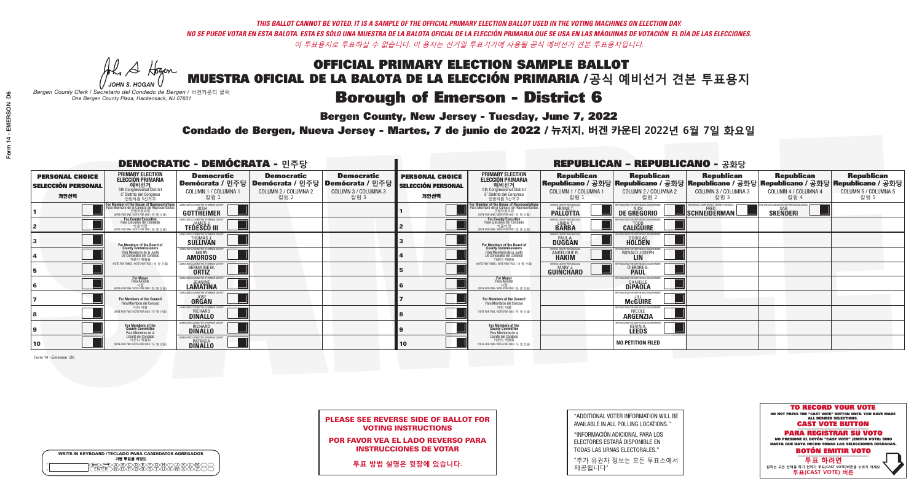*THIS BALLOT CANNOT BE VOTED. IT IS A SAMPLE OF THE OFFICIAL PRIMARY ELECTION BALLOT USED IN THE VOTING MACHINES ON ELECTION DAY.*
*NO SE PUEDE VOTAR EN ESTA BALOTA. ESTA ES SÓLO UNA MUESTRA DE LA BALOTA OFICIAL DE LA ELECCIÓN PRIMARIA QUE SE USA EN LAS MÁQUINAS DE VOTACIÓN EL DÍA DE LAS ELECCIONES.*
*이 투표용지로 투표하실 수 없습니다. 이 용지는 선거일 투표기기에 사용될 공식 예비선거 견본 투표용지입니다.*

JOHN S. HOGAN
*Bergen County Clerk / Secretario del Condado de Bergen / 버겐카운티 클럭*
*One Bergen County Plaza, Hackensack, NJ 07601*

# OFFICIAL PRIMARY ELECTION SAMPLE BALLOT
# MUESTRA OFICIAL DE LA BALOTA DE LA ELECCIÓN PRIMARIA / 공식 예비선거 견본 투표용지

## Borough of Emerson - District 6

**Bergen County, New Jersey - Tuesday, June 7, 2022**

**Condado de Bergen, Nueva Jersey - Martes, 7 de junio de 2022 / 뉴저지, 버겐 카운티 2022년 6월 7일 화요일**

### DEMOCRATIC - DEMÓCRATA - 민주당

| PERSONAL CHOICE / SELECCIÓN PERSONAL / 개인선택 | PRIMARY ELECTION / ELECCIÓN PRIMARIA / 예비선거 | Democratic / Demócrata / 민주당 COLUMN 1 / COLUMNA 1 / 칼럼 1 | Democratic / Demócrata / 민주당 COLUMN 2 / COLUMNA 2 / 칼럼 2 | Democratic / Demócrata / 민주당 COLUMN 3 / COLUMNA 3 / 칼럼 3 |
|---|---|---|---|---|
| 1 | For Member of the House of Representatives / Para Miembro de la Cámara de Representantes / 연방하원의원 (5th Congressional District) (VOTE FOR ONE / VOTE POR UNO / 한 명 선출) | JOSH GOTTHEIMER | | |
| 2 | For County Executive / Para Ejecutivo del Condado / 카운티장 (VOTE FOR ONE / VOTE POR UNO / 한 명 선출) | JAMES J. TEDESCO III | | |
| 3 | For Members of the Board of County Commissioners / Para Miembros de la Junta De Concejales del Condado / 카운티 위원들 (VOTE FOR THREE / VOTE POR TRES / 세 명 선출) | THOMAS J. SULLIVAN | | |
| 4 | | MARY AMOROSO | | |
| 5 | | GERMAINE M. ORTIZ | | |
| 6 | For Mayor / Para Alcalde / 시장 (VOTE FOR ONE / VOTE POR UNO / 한 명 선출) | JEANINE LAMATINA | | |
| 7 | For Members of the Council / Para Miembros del Concejo / 의회 의원 (VOTE FOR TWO / VOTE POR DOS / 두 명 선출) | JOSE ORGAN | | |
| 8 | | RICHARD DINALLO | | |
| 9 | For Members of the County Committee / Para Miembros de la Comité del Condado / 카운티 위원회 (VOTE FOR TWO / VOTE POR DOS / 두 명 선출) | RICHARD DINALLO | | |
| 10 | | PATRICIA DINALLO | | |

### REPUBLICAN - REPUBLICANO - 공화당

| PERSONAL CHOICE / SELECCIÓN PERSONAL / 개인선택 | PRIMARY ELECTION / ELECCIÓN PRIMARIA / 예비선거 | Republican COLUMN 1 | Republican COLUMN 2 | Republican COLUMN 3 | Republican COLUMN 4 | Republican COLUMN 5 |
|---|---|---|---|---|---|---|
| 1 | For Member of the House of Representatives (5th Congressional District) (VOTE FOR ONE) | FRANK T. PALLOTTA | NICK DE GREGORIO | FRED SCHNEIDERMAN | SAB SKENDERI | |
| 2 | For County Executive (VOTE FOR ONE) | LINDA T. BARBA | TODD CALIGUIRE | | | |
| 3 | For Members of the Board of County Commissioners (VOTE FOR THREE) | PAUL A. DUGGAN | DOUGLAS HOLDEN | | | |
| 4 | | ANGELIQUE R. HAKIM | RONALD JOSEPH LIN | | | |
| 5 | | MARY J. GUINCHARD | DIERDRE G. PAUL | | | |
| 6 | For Mayor (VOTE FOR ONE) | | DANIELLE DiPAOLA | | | |
| 7 | For Members of the Council (VOTE FOR TWO) | | JILL McGUIRE | | | |
| 8 | | | NICOLE ARGENZIA | | | |
| 9 | For Members of the County Committee (VOTE FOR TWO) | | KEVIN A. LEEDS | | | |
| 10 | | | NO PETITION FILED | | | |

Form 14 - Emerson D6

**PLEASE SEE REVERSE SIDE OF BALLOT FOR VOTING INSTRUCTIONS**

**POR FAVOR VEA EL LADO REVERSO PARA INSTRUCCIONES DE VOTAR**

**투표 방법 설명은 뒷장에 있습니다.**

"ADDITIONAL VOTER INFORMATION WILL BE AVAILABLE IN ALL POLLING LOCATIONS."

"INFORMACIÓN ADICIONAL PARA LOS ELECTORES ESTARÁ DISPONIBLE EN TODAS LAS URNAS ELECTORALES."

"추가 유권자 정보는 모든 투표소에서 제공됩니다"

WRITE-IN KEYBOARD /TECLADO PARA CANDIDATOS AGREGADOS
기명 투표용 키보드

**TO RECORD YOUR VOTE**
DO NOT PRESS THE "CAST VOTE" BUTTON UNTIL YOU HAVE MADE ALL DESIRED SELECTIONS.
**CAST VOTE BUTTON**
**PARA REGISTRAR SU VOTO**
NO PRESIONE EL BOTÓN "CAST VOTE" (EMITIR VOTO) SINO HASTA QUE HAYA HECHO TODAS LAS SELECCIONES DESEADAS.
**BOTÓN EMITIR VOTO**
**투표 하려면**
원하는 모든 선택을 하기 전까지 투표(CAST VOTE)버튼을 누르지 마세요
**투표(CAST VOTE) 버튼**